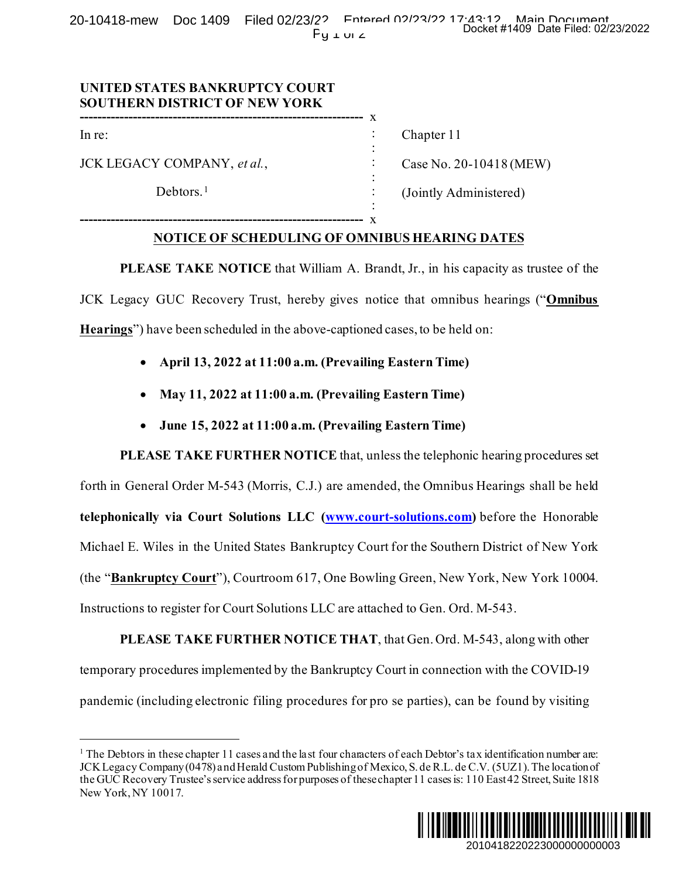**UNITED STATES BANKRUPTCY COURT**
**SOUTHERN DISTRICT OF NEW YORK**

| | | |
|---|---|---|
| In re: | : | Chapter 11 |
| JCK LEGACY COMPANY, *et al.*, | : | Case No. 20-10418 (MEW) |
| Debtors.[1] | : | (Jointly Administered) |

## NOTICE OF SCHEDULING OF OMNIBUS HEARING DATES

**PLEASE TAKE NOTICE** that William A. Brandt, Jr., in his capacity as trustee of the JCK Legacy GUC Recovery Trust, hereby gives notice that omnibus hearings ("**Omnibus Hearings**") have been scheduled in the above-captioned cases, to be held on:

- **April 13, 2022 at 11:00 a.m. (Prevailing Eastern Time)**
- **May 11, 2022 at 11:00 a.m. (Prevailing Eastern Time)**
- **June 15, 2022 at 11:00 a.m. (Prevailing Eastern Time)**

**PLEASE TAKE FURTHER NOTICE** that, unless the telephonic hearing procedures set forth in General Order M-543 (Morris, C.J.) are amended, the Omnibus Hearings shall be held **telephonically via Court Solutions LLC (www.court-solutions.com)** before the Honorable Michael E. Wiles in the United States Bankruptcy Court for the Southern District of New York (the "**Bankruptcy Court**"), Courtroom 617, One Bowling Green, New York, New York 10004. Instructions to register for Court Solutions LLC are attached to Gen. Ord. M-543.

**PLEASE TAKE FURTHER NOTICE THAT**, that Gen. Ord. M-543, along with other temporary procedures implemented by the Bankruptcy Court in connection with the COVID-19 pandemic (including electronic filing procedures for pro se parties), can be found by visiting

---

[1] The Debtors in these chapter 11 cases and the last four characters of each Debtor's tax identification number are: JCK Legacy Company (0478) and Herald Custom Publishing of Mexico, S. de R.L. de C.V. (5UZ1). The location of the GUC Recovery Trustee's service address for purposes of these chapter 11 cases is: 110 East 42 Street, Suite 1818 New York, NY 10017.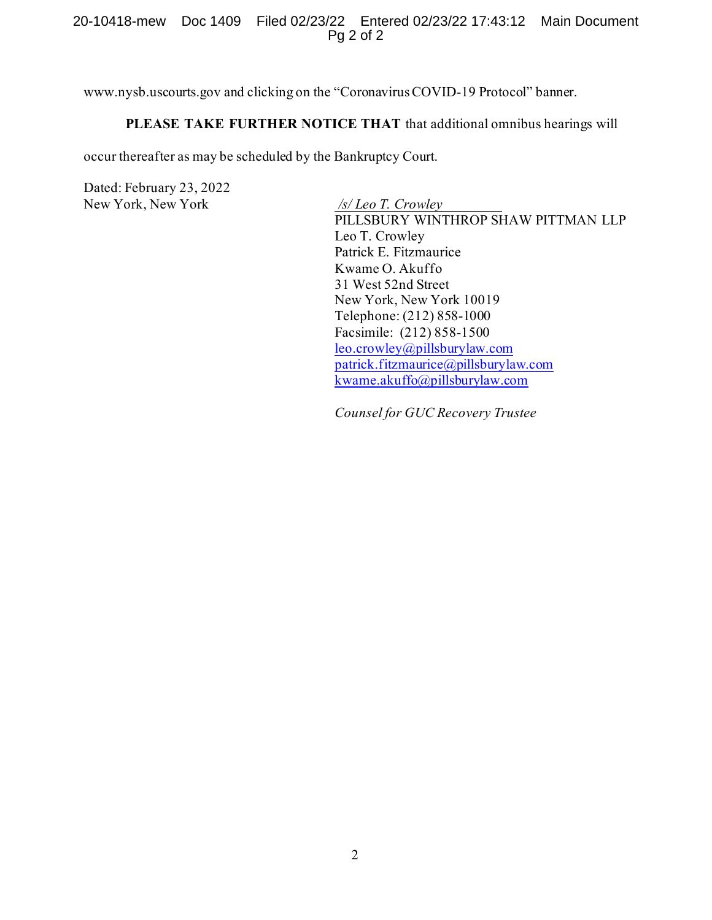www.nysb.uscourts.gov and clicking on the "Coronavirus COVID-19 Protocol" banner.

**PLEASE TAKE FURTHER NOTICE THAT** that additional omnibus hearings will occur thereafter as may be scheduled by the Bankruptcy Court.

Dated: February 23, 2022
New York, New York

*/s/ Leo T. Crowley*
PILLSBURY WINTHROP SHAW PITTMAN LLP
Leo T. Crowley
Patrick E. Fitzmaurice
Kwame O. Akuffo
31 West 52nd Street
New York, New York 10019
Telephone: (212) 858-1000
Facsimile: (212) 858-1500
leo.crowley@pillsburylaw.com
patrick.fitzmaurice@pillsburylaw.com
kwame.akuffo@pillsburylaw.com

*Counsel for GUC Recovery Trustee*